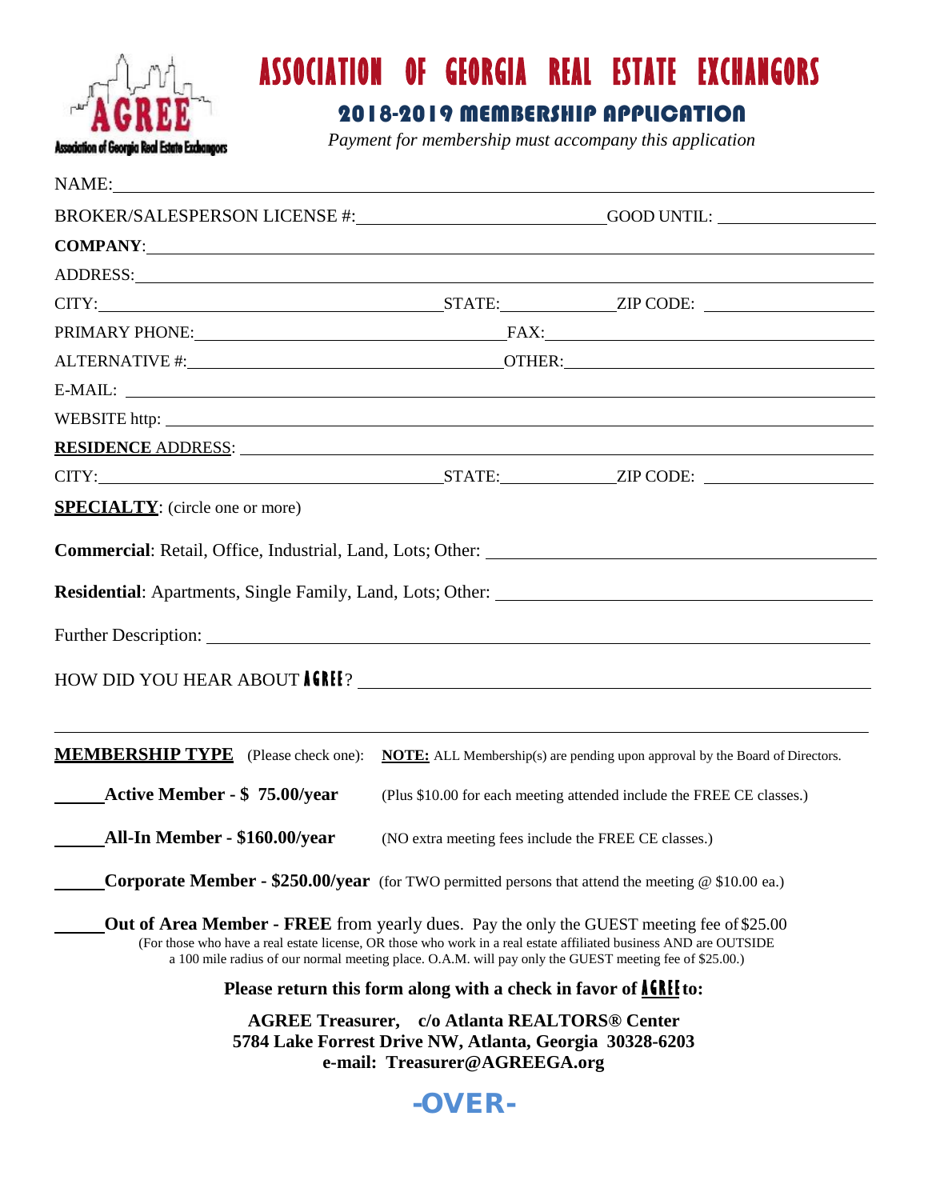Association of Georgia Real Estate Exchangors

# ASSOCIATION OF GEORGIA REAL ESTATE EXCHANGORS

## 2018-2019 MEMBERSHIP APPLICATION

*Payment for membership must accompany this application*

NAME: ______________________________________________

BROKER/SALESPERSON LICENSE #: ______________________ GOOD UNTIL: ______________

**COMPANY**: ______________________________________________

ADDRESS: ______________________________________________

CITY: ______________________ STATE: __________ ZIP CODE: ______________

PRIMARY PHONE: ______________________ FAX: ______________________

ALTERNATIVE #: ______________________ OTHER: ______________________

E-MAIL: ______________________________________________

WEBSITE http: ______________________________________________

**RESIDENCE** ADDRESS: ______________________________________________

CITY: ______________________ STATE: __________ ZIP CODE: ______________

**SPECIALTY**: (circle one or more)

**Commercial**: Retail, Office, Industrial, Land, Lots; Other: ______________________

**Residential**: Apartments, Single Family, Land, Lots; Other: ______________________

Further Description: ______________________________________________

HOW DID YOU HEAR ABOUT AGREE? ______________________________________________

---

**MEMBERSHIP TYPE** (Please check one): **NOTE:** ALL Membership(s) are pending upon approval by the Board of Directors.

______ **Active Member - $ 75.00/year** (Plus $10.00 for each meeting attended include the FREE CE classes.)

______ **All-In Member - $160.00/year** (NO extra meeting fees include the FREE CE classes.)

______ **Corporate Member - $250.00/year** (for TWO permitted persons that attend the meeting @ $10.00 ea.)

______ **Out of Area Member - FREE** from yearly dues. Pay the only the GUEST meeting fee of $25.00
(For those who have a real estate license, OR those who work in a real estate affiliated business AND are OUTSIDE a 100 mile radius of our normal meeting place. O.A.M. will pay only the GUEST meeting fee of $25.00.)

**Please return this form along with a check in favor of AGREE to:**

**AGREE Treasurer, c/o Atlanta REALTORS® Center**
**5784 Lake Forrest Drive NW, Atlanta, Georgia 30328-6203**
**e-mail: Treasurer@AGREEGA.org**

**-OVER-**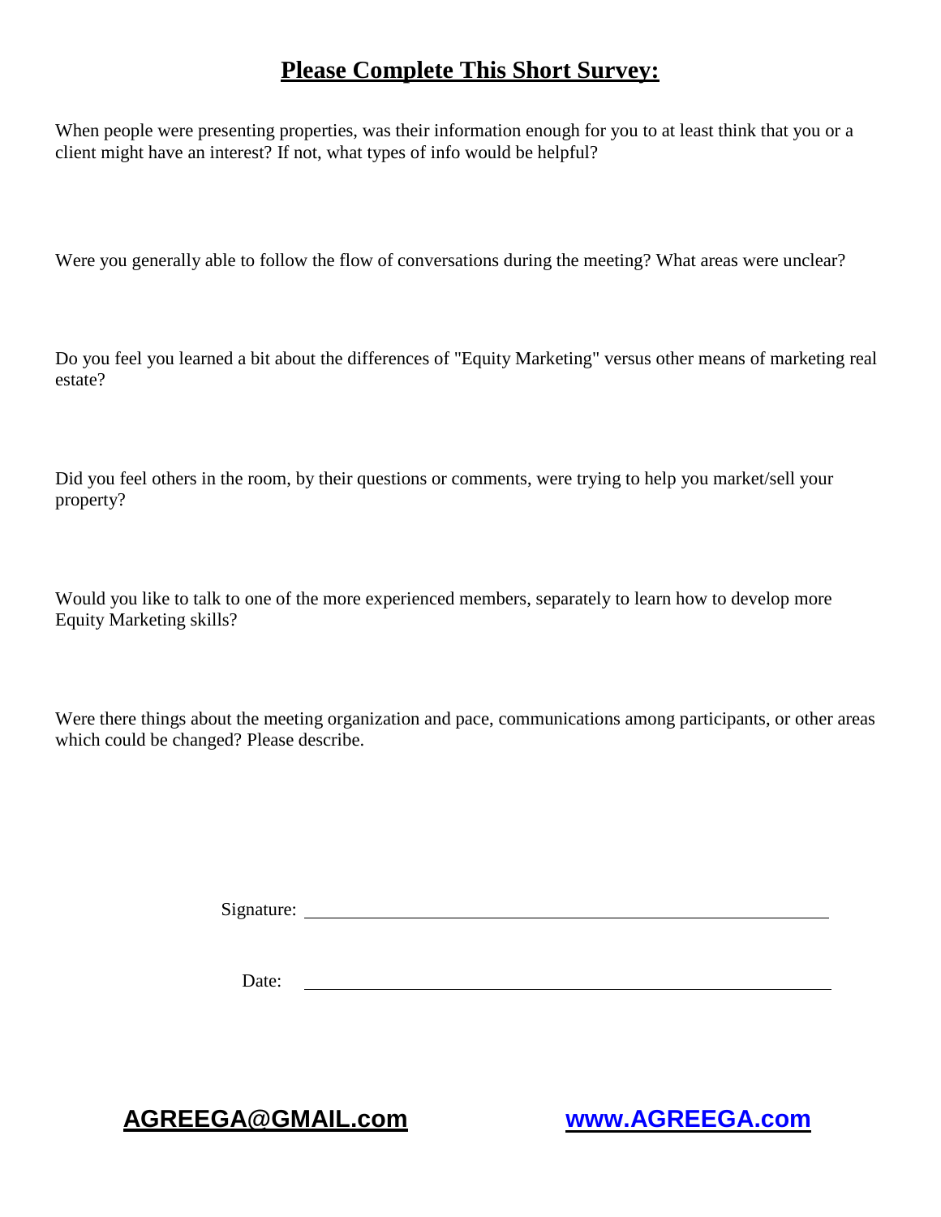# Please Complete This Short Survey:

When people were presenting properties, was their information enough for you to at least think that you or a client might have an interest? If not, what types of info would be helpful?

Were you generally able to follow the flow of conversations during the meeting? What areas were unclear?

Do you feel you learned a bit about the differences of "Equity Marketing" versus other means of marketing real estate?

Did you feel others in the room, by their questions or comments, were trying to help you market/sell your property?

Would you like to talk to one of the more experienced members, separately to learn how to develop more Equity Marketing skills?

Were there things about the meeting organization and pace, communications among participants, or other areas which could be changed? Please describe.

Signature: ______________________________

Date: ______________________________

**AGREEGA@GMAIL.com** **www.AGREEGA.com**